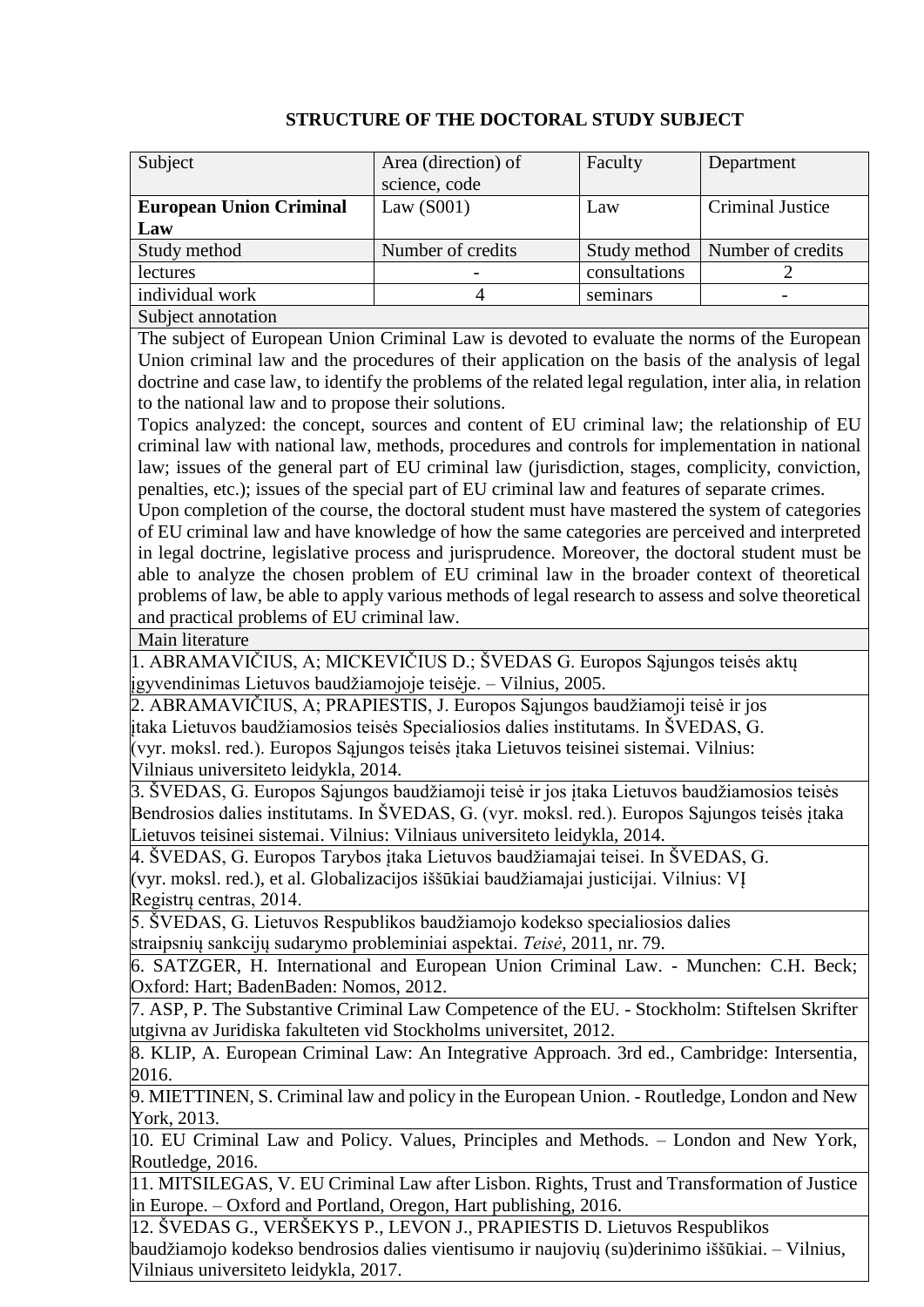# STRUCTURE OF THE DOCTORAL STUDY SUBJECT

| Subject | Area (direction) of science, code | Faculty | Department |
|---|---|---|---|
| **European Union Criminal Law** | Law (S001) | Law | Criminal Justice |
| Study method | Number of credits | Study method | Number of credits |
| lectures | - | consultations | 2 |
| individual work | 4 | seminars | - |

**Subject annotation**

The subject of European Union Criminal Law is devoted to evaluate the norms of the European Union criminal law and the procedures of their application on the basis of the analysis of legal doctrine and case law, to identify the problems of the related legal regulation, inter alia, in relation to the national law and to propose their solutions.

Topics analyzed: the concept, sources and content of EU criminal law; the relationship of EU criminal law with national law, methods, procedures and controls for implementation in national law; issues of the general part of EU criminal law (jurisdiction, stages, complicity, conviction, penalties, etc.); issues of the special part of EU criminal law and features of separate crimes.

Upon completion of the course, the doctoral student must have mastered the system of categories of EU criminal law and have knowledge of how the same categories are perceived and interpreted in legal doctrine, legislative process and jurisprudence. Moreover, the doctoral student must be able to analyze the chosen problem of EU criminal law in the broader context of theoretical problems of law, be able to apply various methods of legal research to assess and solve theoretical and practical problems of EU criminal law.

**Main literature**

1. ABRAMAVIČIUS, A; MICKEVIČIUS D.; ŠVEDAS G. Europos Sąjungos teisės aktų įgyvendinimas Lietuvos baudžiamojoje teisėje. – Vilnius, 2005.
2. ABRAMAVIČIUS, A; PRAPIESTIS, J. Europos Sąjungos baudžiamoji teisė ir jos įtaka Lietuvos baudžiamosios teisės Specialiosios dalies institutams. In ŠVEDAS, G. (vyr. moksl. red.). Europos Sąjungos teisės įtaka Lietuvos teisinei sistemai. Vilnius: Vilniaus universiteto leidykla, 2014.
3. ŠVEDAS, G. Europos Sąjungos baudžiamoji teisė ir jos įtaka Lietuvos baudžiamosios teisės Bendrosios dalies institutams. In ŠVEDAS, G. (vyr. moksl. red.). Europos Sąjungos teisės įtaka Lietuvos teisinei sistemai. Vilnius: Vilniaus universiteto leidykla, 2014.
4. ŠVEDAS, G. Europos Tarybos įtaka Lietuvos baudžiamajai teisei. In ŠVEDAS, G. (vyr. moksl. red.), et al. Globalizacijos iššūkiai baudžiamajai justicijai. Vilnius: VĮ Registrų centras, 2014.
5. ŠVEDAS, G. Lietuvos Respublikos baudžiamojo kodekso specialiosios dalies straipsnių sankcijų sudarymo probleminiai aspektai. *Teisė*, 2011, nr. 79.
6. SATZGER, H. International and European Union Criminal Law. - Munchen: C.H. Beck; Oxford: Hart; BadenBaden: Nomos, 2012.
7. ASP, P. The Substantive Criminal Law Competence of the EU. - Stockholm: Stiftelsen Skrifter utgivna av Juridiska fakulteten vid Stockholms universitet, 2012.
8. KLIP, A. European Criminal Law: An Integrative Approach. 3rd ed., Cambridge: Intersentia, 2016.
9. MIETTINEN, S. Criminal law and policy in the European Union. - Routledge, London and New York, 2013.
10. EU Criminal Law and Policy. Values, Principles and Methods. – London and New York, Routledge, 2016.
11. MITSILEGAS, V. EU Criminal Law after Lisbon. Rights, Trust and Transformation of Justice in Europe. – Oxford and Portland, Oregon, Hart publishing, 2016.
12. ŠVEDAS G., VERŠEKYS P., LEVON J., PRAPIESTIS D. Lietuvos Respublikos baudžiamojo kodekso bendrosios dalies vientisumo ir naujovių (su)derinimo iššūkiai. – Vilnius, Vilniaus universiteto leidykla, 2017.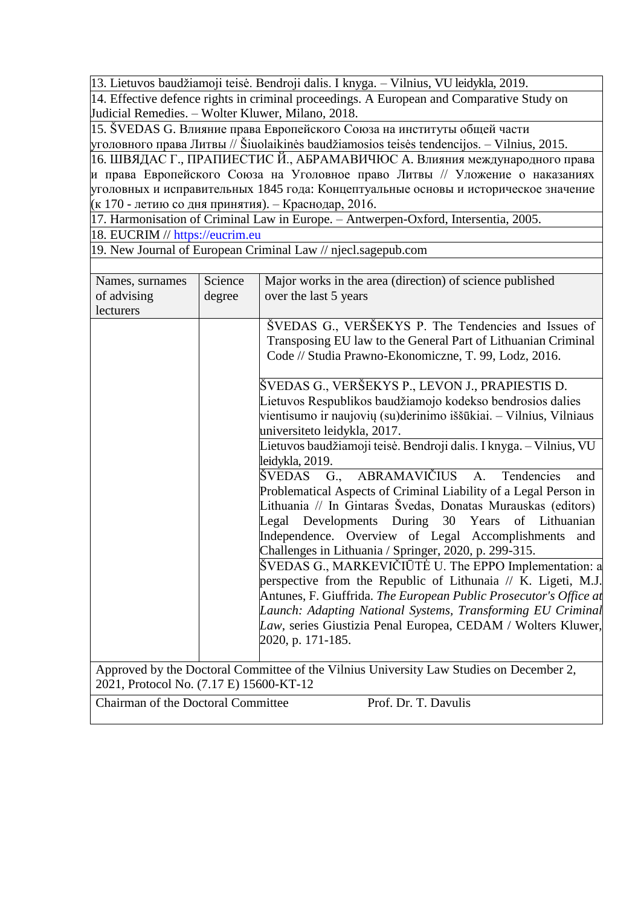| |
|---|
| 13. Lietuvos baudžiamoji teisė. Bendroji dalis. I knyga. – Vilnius, VU leidykla, 2019. |
| 14. Effective defence rights in criminal proceedings. A European and Comparative Study on Judicial Remedies. – Wolter Kluwer, Milano, 2018. |
| 15. ŠVEDAS G. Влияние права Европейского Союза на институты общей части уголовного права Литвы // Šiuolaikinės baudžiamosios teisės tendencijos. – Vilnius, 2015. |
| 16. ШВЯДАС Г., ПРАПИЕСТИС Й., АБРАМАВИЧЮС А. Влияния международного права и права Европейского Союза на Уголовное право Литвы // Уложение о наказаниях уголовных и исправительных 1845 года: Концептуальные основы и историческое значение (к 170 - летию со дня принятия). – Краснодар, 2016. |
| 17. Harmonisation of Criminal Law in Europe. – Antwerpen-Oxford, Intersentia, 2005. |
| 18. EUCRIM // https://eucrim.eu |
| 19. New Journal of European Criminal Law // njecl.sagepub.com |

| Names, surnames of advising lecturers | Science degree | Major works in the area (direction) of science published over the last 5 years |
|---|---|---|
| | | ŠVEDAS G., VERŠEKYS P. The Tendencies and Issues of Transposing EU law to the General Part of Lithuanian Criminal Code // Studia Prawno-Ekonomiczne, T. 99, Lodz, 2016. |
| | | ŠVEDAS G., VERŠEKYS P., LEVON J., PRAPIESTIS D. Lietuvos Respublikos baudžiamojo kodekso bendrosios dalies vientisumo ir naujovių (su)derinimo iššūkiai. – Vilnius, Vilniaus universiteto leidykla, 2017. |
| | | Lietuvos baudžiamoji teisė. Bendroji dalis. I knyga. – Vilnius, VU leidykla, 2019. |
| | | ŠVEDAS G., ABRAMAVIČIUS A. Tendencies and Problematical Aspects of Criminal Liability of a Legal Person in Lithuania // In Gintaras Švedas, Donatas Murauskas (editors) Legal Developments During 30 Years of Lithuanian Independence. Overview of Legal Accomplishments and Challenges in Lithuania / Springer, 2020, p. 299-315. |
| | | ŠVEDAS G., MARKEVIČIŪTĖ U. The EPPO Implementation: a perspective from the Republic of Lithuania // K. Ligeti, M.J. Antunes, F. Giuffrida. *The European Public Prosecutor's Office at Launch: Adapting National Systems, Transforming EU Criminal Law*, series Giustizia Penal Europea, CEDAM / Wolters Kluwer, 2020, p. 171-185. |

Approved by the Doctoral Committee of the Vilnius University Law Studies on December 2, 2021, Protocol No. (7.17 E) 15600-KT-12

Chairman of the Doctoral Committee Prof. Dr. T. Davulis